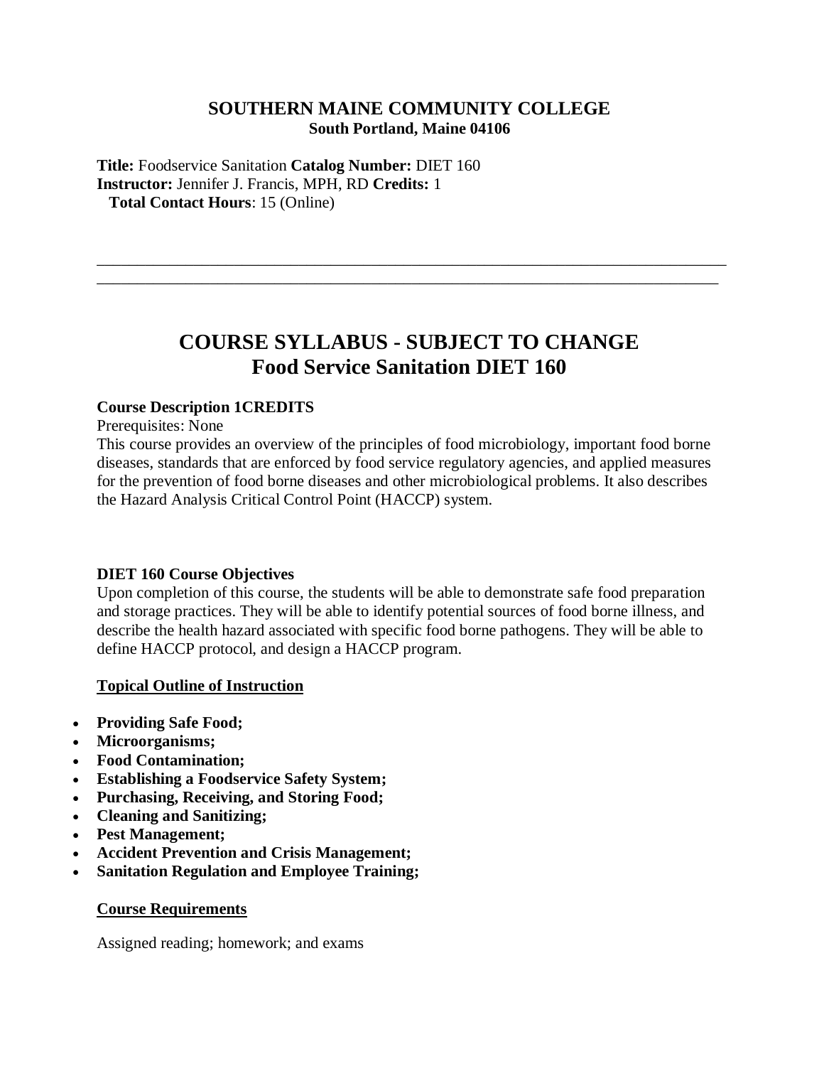# SOUTHERN MAINE COMMUNITY COLLEGE
**South Portland, Maine 04106**

**Title:** Foodservice Sanitation **Catalog Number:** DIET 160
**Instructor:** Jennifer J. Francis, MPH, RD **Credits:** 1
**Total Contact Hours**: 15 (Online)

---

# COURSE SYLLABUS - SUBJECT TO CHANGE
# Food Service Sanitation DIET 160

**Course Description 1CREDITS**

Prerequisites: None

This course provides an overview of the principles of food microbiology, important food borne diseases, standards that are enforced by food service regulatory agencies, and applied measures for the prevention of food borne diseases and other microbiological problems. It also describes the Hazard Analysis Critical Control Point (HACCP) system.

**DIET 160 Course Objectives**

Upon completion of this course, the students will be able to demonstrate safe food preparation and storage practices. They will be able to identify potential sources of food borne illness, and describe the health hazard associated with specific food borne pathogens. They will be able to define HACCP protocol, and design a HACCP program.

**Topical Outline of Instruction**

- **Providing Safe Food;**
- **Microorganisms;**
- **Food Contamination;**
- **Establishing a Foodservice Safety System;**
- **Purchasing, Receiving, and Storing Food;**
- **Cleaning and Sanitizing;**
- **Pest Management;**
- **Accident Prevention and Crisis Management;**
- **Sanitation Regulation and Employee Training;**

**Course Requirements**

Assigned reading; homework; and exams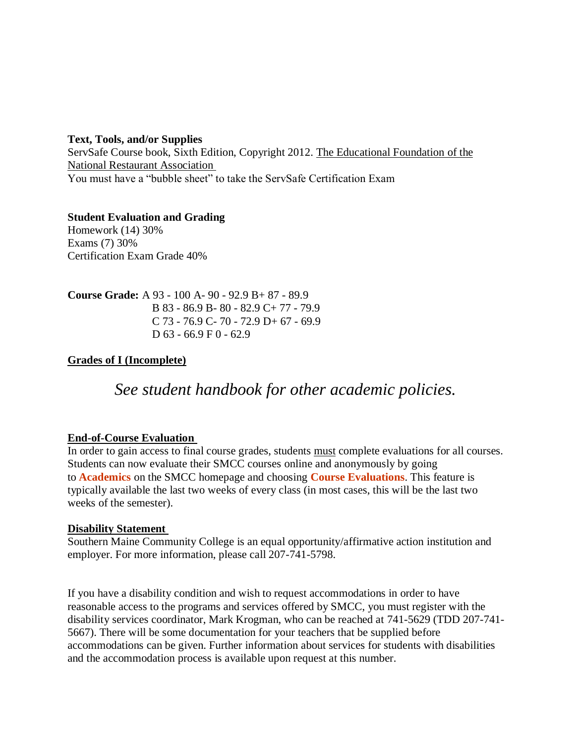**Text, Tools, and/or Supplies**
ServSafe Course book, Sixth Edition, Copyright 2012. The Educational Foundation of the National Restaurant Association
You must have a "bubble sheet" to take the ServSafe Certification Exam

**Student Evaluation and Grading**
Homework (14) 30%
Exams (7) 30%
Certification Exam Grade 40%

**Course Grade:** A 93 - 100 A- 90 - 92.9 B+ 87 - 89.9
B 83 - 86.9 B- 80 - 82.9 C+ 77 - 79.9
C 73 - 76.9 C- 70 - 72.9 D+ 67 - 69.9
D 63 - 66.9 F 0 - 62.9

**Grades of I (Incomplete)**

*See student handbook for other academic policies.*

**End-of-Course Evaluation**
In order to gain access to final course grades, students must complete evaluations for all courses. Students can now evaluate their SMCC courses online and anonymously by going to **Academics** on the SMCC homepage and choosing **Course Evaluations**. This feature is typically available the last two weeks of every class (in most cases, this will be the last two weeks of the semester).

**Disability Statement**
Southern Maine Community College is an equal opportunity/affirmative action institution and employer. For more information, please call 207-741-5798.

If you have a disability condition and wish to request accommodations in order to have reasonable access to the programs and services offered by SMCC, you must register with the disability services coordinator, Mark Krogman, who can be reached at 741-5629 (TDD 207-741-5667). There will be some documentation for your teachers that be supplied before accommodations can be given. Further information about services for students with disabilities and the accommodation process is available upon request at this number.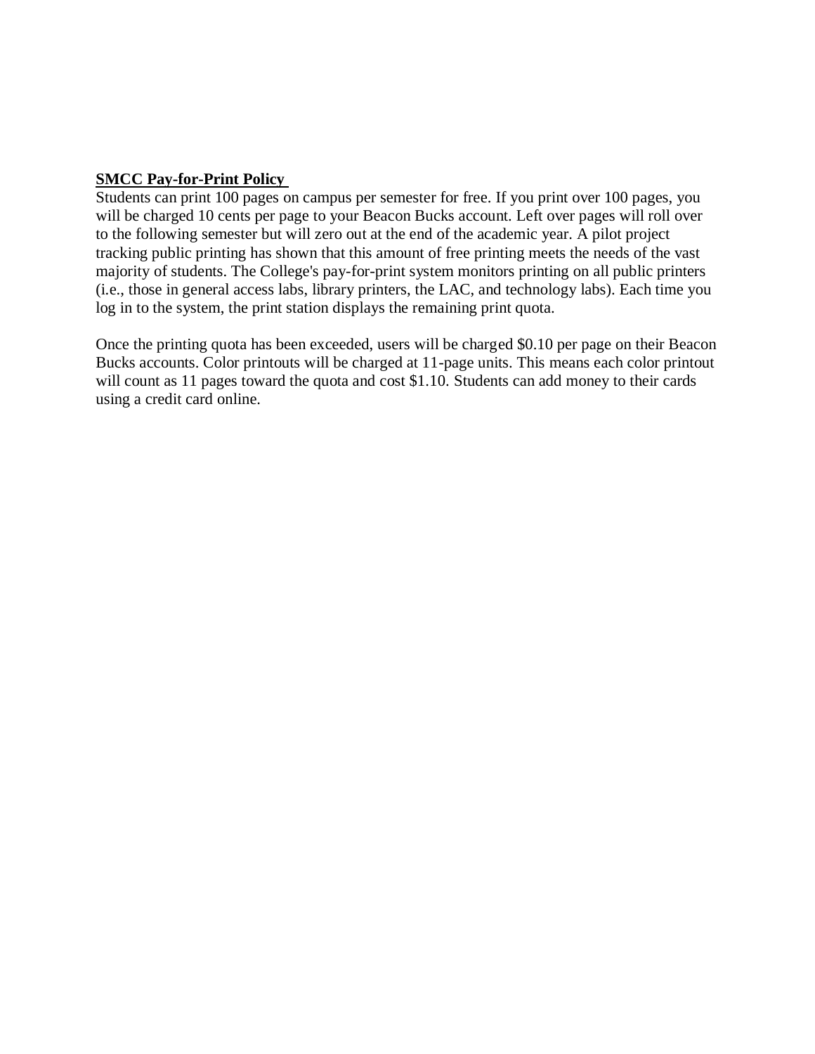**SMCC Pay-for-Print Policy**

Students can print 100 pages on campus per semester for free. If you print over 100 pages, you will be charged 10 cents per page to your Beacon Bucks account. Left over pages will roll over to the following semester but will zero out at the end of the academic year. A pilot project tracking public printing has shown that this amount of free printing meets the needs of the vast majority of students. The College's pay-for-print system monitors printing on all public printers (i.e., those in general access labs, library printers, the LAC, and technology labs). Each time you log in to the system, the print station displays the remaining print quota.

Once the printing quota has been exceeded, users will be charged $0.10 per page on their Beacon Bucks accounts. Color printouts will be charged at 11-page units. This means each color printout will count as 11 pages toward the quota and cost $1.10. Students can add money to their cards using a credit card online.